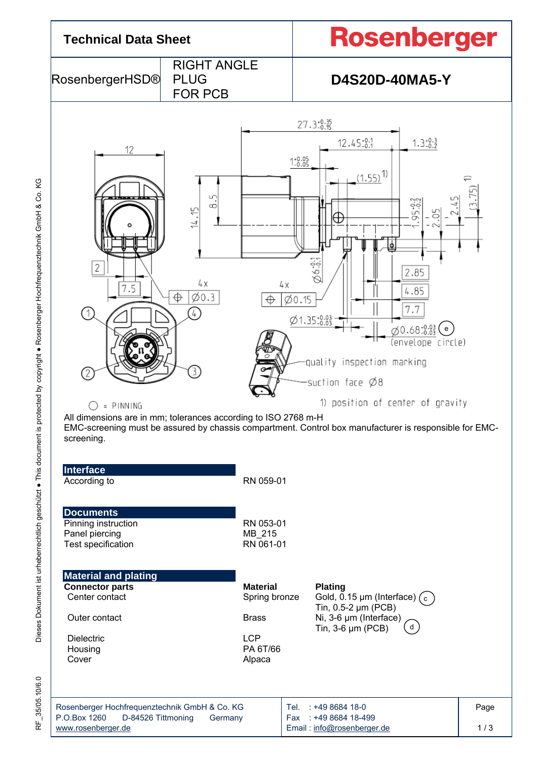# Technical Data Sheet

**Rosenberger**

RosenbergerHSD® | RIGHT ANGLE PLUG FOR PCB | **D4S20D-40MA5-Y**

○ = PINNING

1) position of center of gravity

All dimensions are in mm; tolerances according to ISO 2768 m-H

EMC-screening must be assured by chassis compartment. Control box manufacturer is responsible for EMC-screening.

## Interface

| | |
|---|---|
| According to | RN 059-01 |

## Documents

| | |
|---|---|
| Pinning instruction | RN 053-01 |
| Panel piercing | MB_215 |
| Test specification | RN 061-01 |

## Material and plating

| **Connector parts** | **Material** | **Plating** |
|---|---|---|
| Center contact | Spring bronze | Gold, 0.15 µm (Interface) (c)<br>Tin, 0.5-2 µm (PCB) |
| Outer contact | Brass | Ni, 3-6 µm (Interface)<br>Tin, 3-6 µm (PCB) (d) |
| Dielectric | LCP | |
| Housing | PA 6T/66 | |
| Cover | Alpaca | |

Rosenberger Hochfrequenztechnik GmbH & Co. KG
P.O.Box 1260 D-84526 Tittmoning Germany
www.rosenberger.de

Tel. : +49 8684 18-0
Fax : +49 8684 18-499
Email : info@rosenberger.de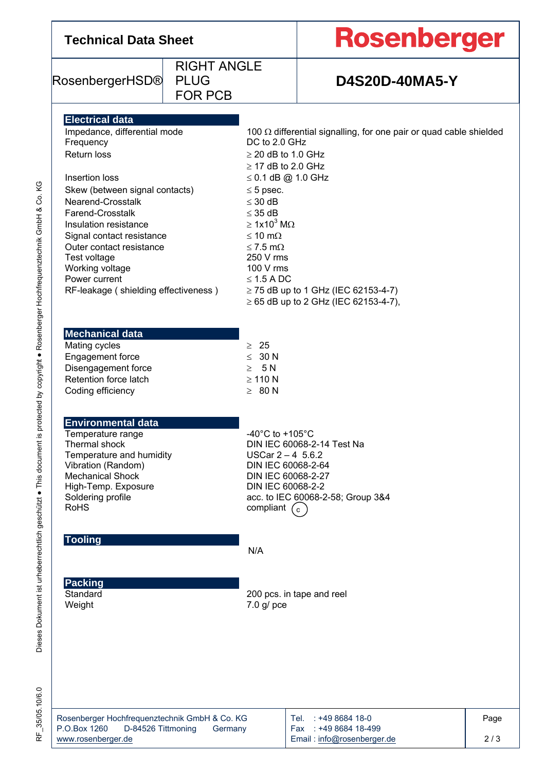# Technical Data Sheet

**Rosenberger**

| RosenbergerHSD® | RIGHT ANGLE PLUG FOR PCB | **D4S20D-40MA5-Y** |
|---|---|---|

## Electrical data

| | |
|---|---|
| Impedance, differential mode | 100 Ω differential signalling, for one pair or quad cable shielded |
| Frequency | DC to 2.0 GHz |
| Return loss | ≥ 20 dB to 1.0 GHz<br>≥ 17 dB to 2.0 GHz |
| Insertion loss | ≤ 0.1 dB @ 1.0 GHz |
| Skew (between signal contacts) | ≤ 5 psec. |
| Nearend-Crosstalk | ≤ 30 dB |
| Farend-Crosstalk | ≤ 35 dB |
| Insulation resistance | ≥ $1x10^3$ MΩ |
| Signal contact resistance | ≤ 10 mΩ |
| Outer contact resistance | ≤ 7.5 mΩ |
| Test voltage | 250 V rms |
| Working voltage | 100 V rms |
| Power current | ≤ 1.5 A DC |
| RF-leakage ( shielding effectiveness ) | ≥ 75 dB up to 1 GHz (IEC 62153-4-7)<br>≥ 65 dB up to 2 GHz (IEC 62153-4-7), |

## Mechanical data

| | |
|---|---|
| Mating cycles | ≥ 25 |
| Engagement force | ≤ 30 N |
| Disengagement force | ≥ 5 N |
| Retention force latch | ≥ 110 N |
| Coding efficiency | ≥ 80 N |

## Environmental data

| | |
|---|---|
| Temperature range | -40°C to +105°C |
| Thermal shock | DIN IEC 60068-2-14 Test Na |
| Temperature and humidity | USCar 2 – 4 5.6.2 |
| Vibration (Random) | DIN IEC 60068-2-64 |
| Mechanical Shock | DIN IEC 60068-2-27 |
| High-Temp. Exposure | DIN IEC 60068-2-2 |
| Soldering profile | acc. to IEC 60068-2-58; Group 3&4 |
| RoHS | compliant (c) |

## Tooling

N/A

## Packing

| | |
|---|---|
| Standard | 200 pcs. in tape and reel |
| Weight | 7.0 g/ pce |

Rosenberger Hochfrequenztechnik GmbH & Co. KG
P.O.Box 1260 D-84526 Tittmoning Germany
www.rosenberger.de

Tel. : +49 8684 18-0
Fax : +49 8684 18-499
Email : info@rosenberger.de

RF_35/05.10/6.0

Dieses Dokument ist urheberrechtlich geschützt ● This document is protected by copyright ● Rosenberger Hochfrequenztechnik GmbH & Co. KG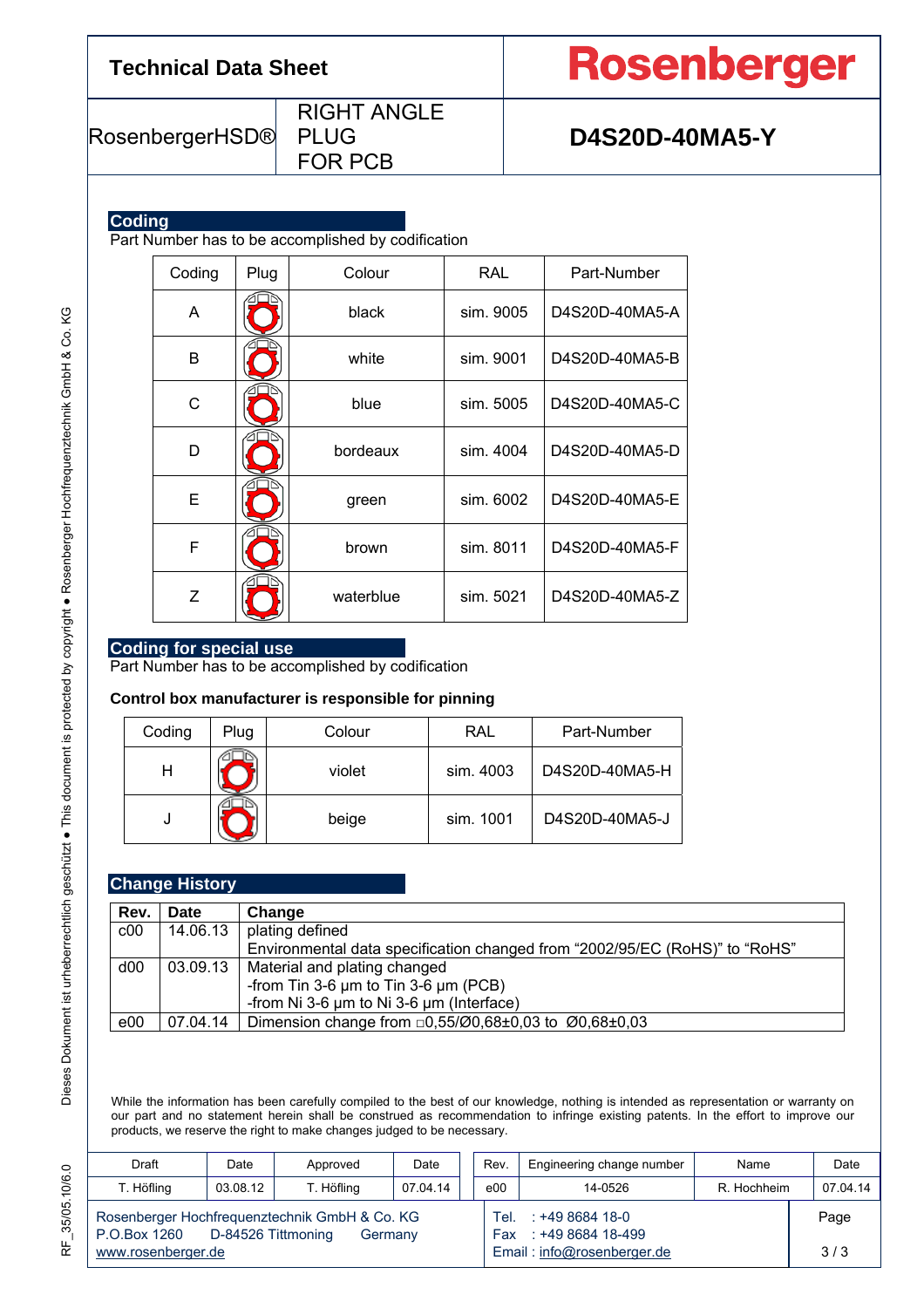| Technical Data Sheet | | Rosenberger |
|---|---|---|
| RosenbergerHSD® | RIGHT ANGLE PLUG FOR PCB | **D4S20D-40MA5-Y** |

## Coding

Part Number has to be accomplished by codification

| Coding | Plug | Colour | RAL | Part-Number |
|---|---|---|---|---|
| A | | black | sim. 9005 | D4S20D-40MA5-A |
| B | | white | sim. 9001 | D4S20D-40MA5-B |
| C | | blue | sim. 5005 | D4S20D-40MA5-C |
| D | | bordeaux | sim. 4004 | D4S20D-40MA5-D |
| E | | green | sim. 6002 | D4S20D-40MA5-E |
| F | | brown | sim. 8011 | D4S20D-40MA5-F |
| Z | | waterblue | sim. 5021 | D4S20D-40MA5-Z |

## Coding for special use

Part Number has to be accomplished by codification

**Control box manufacturer is responsible for pinning**

| Coding | Plug | Colour | RAL | Part-Number |
|---|---|---|---|---|
| H | | violet | sim. 4003 | D4S20D-40MA5-H |
| J | | beige | sim. 1001 | D4S20D-40MA5-J |

## Change History

| Rev. | Date | Change |
|---|---|---|
| c00 | 14.06.13 | plating defined<br>Environmental data specification changed from “2002/95/EC (RoHS)” to “RoHS” |
| d00 | 03.09.13 | Material and plating changed<br>-from Tin 3-6 µm to Tin 3-6 µm (PCB)<br>-from Ni 3-6 µm to Ni 3-6 µm (Interface) |
| e00 | 07.04.14 | Dimension change from □0,55/Ø0,68±0,03 to Ø0,68±0,03 |

While the information has been carefully compiled to the best of our knowledge, nothing is intended as representation or warranty on our part and no statement herein shall be construed as recommendation to infringe existing patents. In the effort to improve our products, we reserve the right to make changes judged to be necessary.

| Draft | Date | Approved | Date | Rev. | Engineering change number | Name | Date |
|---|---|---|---|---|---|---|---|
| T. Höfling | 03.08.12 | T. Höfling | 07.04.14 | e00 | 14-0526 | R. Hochheim | 07.04.14 |

Rosenberger Hochfrequenztechnik GmbH & Co. KG
P.O.Box 1260 D-84526 Tittmoning Germany
www.rosenberger.de

Tel. : +49 8684 18-0
Fax : +49 8684 18-499
Email : info@rosenberger.de

RF_35/05.10/6.0

Dieses Dokument ist urheberrechtlich geschützt ● This document is protected by copyright ● Rosenberger Hochfrequenztechnik GmbH & Co. KG